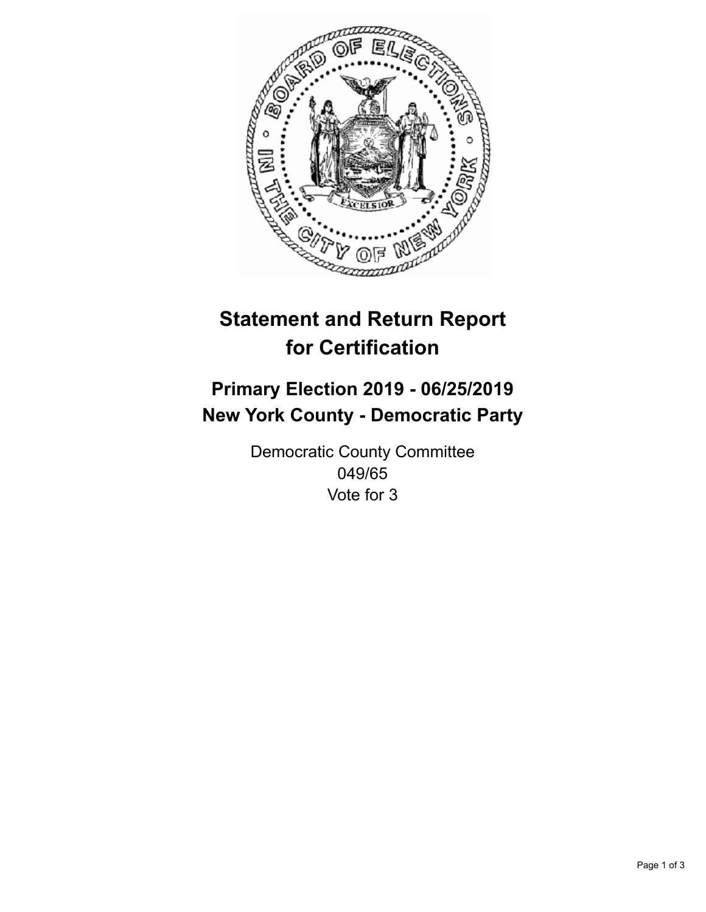# Statement and Return Report for Certification

## Primary Election 2019 - 06/25/2019
## New York County - Democratic Party

Democratic County Committee
049/65
Vote for 3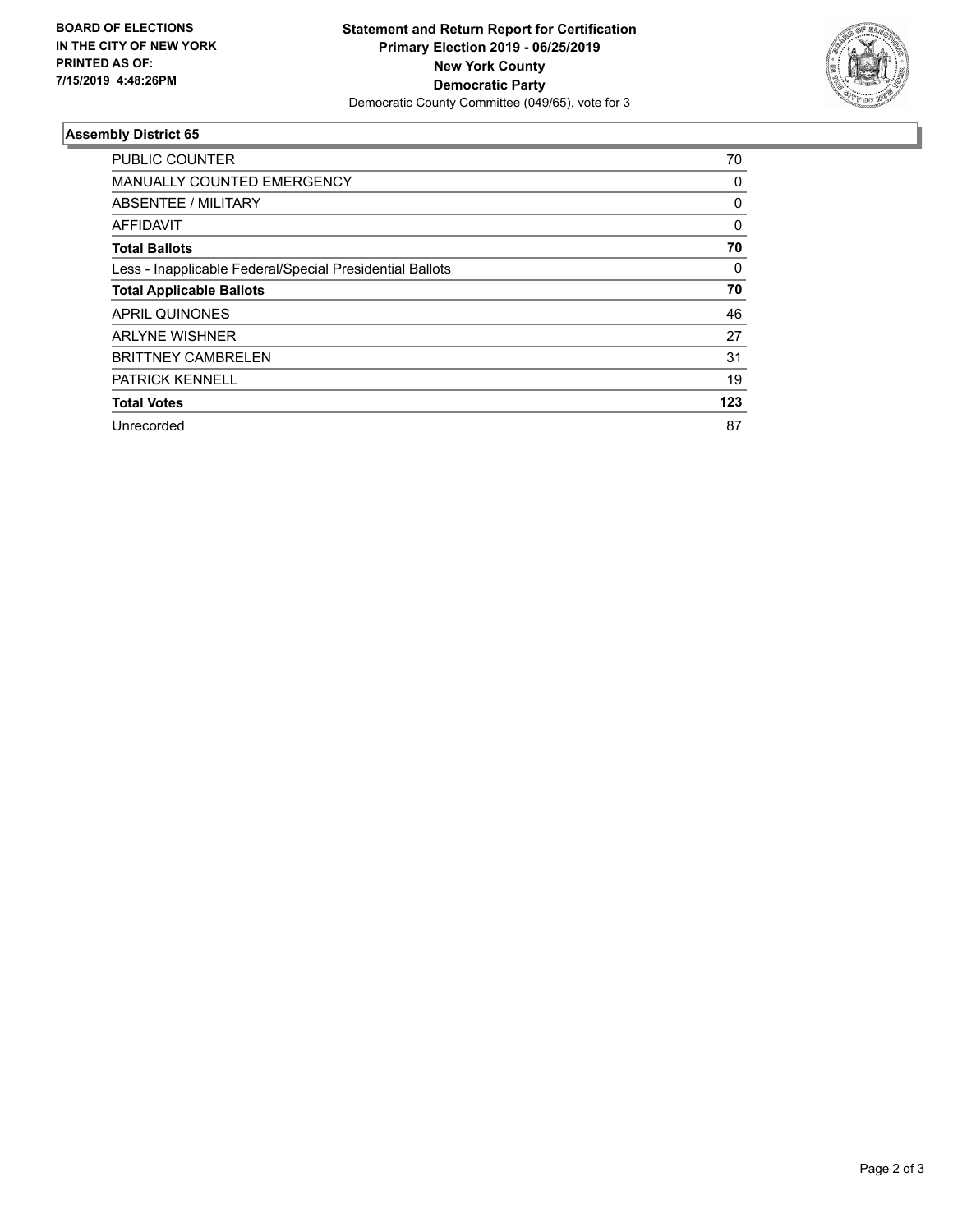**BOARD OF ELECTIONS IN THE CITY OF NEW YORK PRINTED AS OF: 7/15/2019 4:48:26PM**

**Statement and Return Report for Certification**
**Primary Election 2019 - 06/25/2019**
**New York County**
**Democratic Party**
Democratic County Committee (049/65), vote for 3

### Assembly District 65

| | |
|---|---|
| PUBLIC COUNTER | 70 |
| MANUALLY COUNTED EMERGENCY | 0 |
| ABSENTEE / MILITARY | 0 |
| AFFIDAVIT | 0 |
| **Total Ballots** | **70** |
| Less - Inapplicable Federal/Special Presidential Ballots | 0 |
| **Total Applicable Ballots** | **70** |
| APRIL QUINONES | 46 |
| ARLYNE WISHNER | 27 |
| BRITTNEY CAMBRELEN | 31 |
| PATRICK KENNELL | 19 |
| **Total Votes** | **123** |
| Unrecorded | 87 |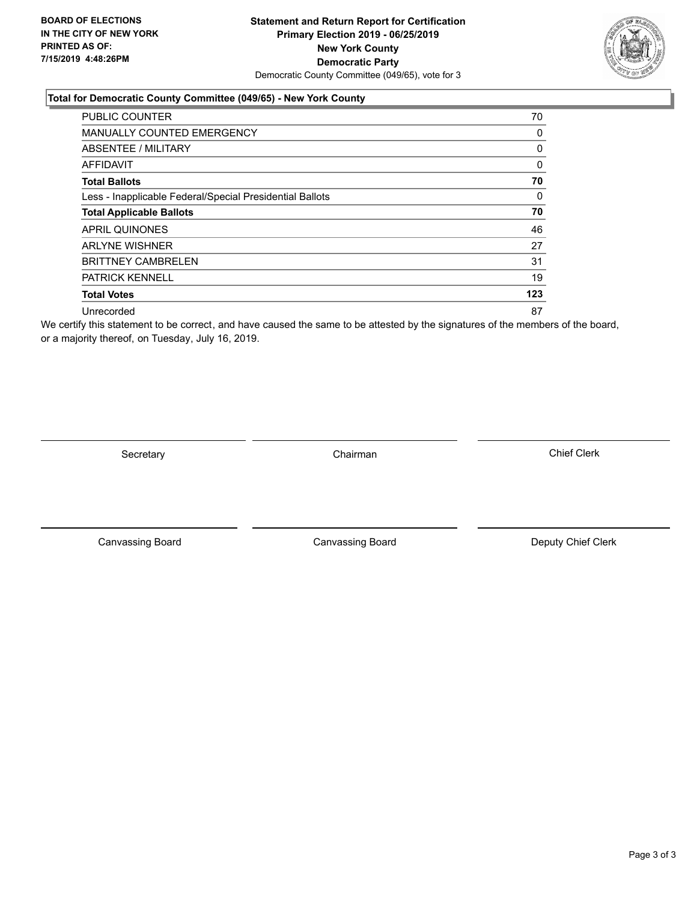**BOARD OF ELECTIONS IN THE CITY OF NEW YORK PRINTED AS OF: 7/15/2019 4:48:26PM**

**Statement and Return Report for Certification Primary Election 2019 - 06/25/2019 New York County Democratic Party**

Democratic County Committee (049/65), vote for 3

**Total for Democratic County Committee (049/65) - New York County**

| | |
|---|---|
| PUBLIC COUNTER | 70 |
| MANUALLY COUNTED EMERGENCY | 0 |
| ABSENTEE / MILITARY | 0 |
| AFFIDAVIT | 0 |
| **Total Ballots** | **70** |
| Less - Inapplicable Federal/Special Presidential Ballots | 0 |
| **Total Applicable Ballots** | **70** |
| APRIL QUINONES | 46 |
| ARLYNE WISHNER | 27 |
| BRITTNEY CAMBRELEN | 31 |
| PATRICK KENNELL | 19 |
| **Total Votes** | **123** |
| Unrecorded | 87 |

We certify this statement to be correct, and have caused the same to be attested by the signatures of the members of the board, or a majority thereof, on Tuesday, July 16, 2019.

Secretary

Chairman

Chief Clerk

Canvassing Board

Canvassing Board

Deputy Chief Clerk